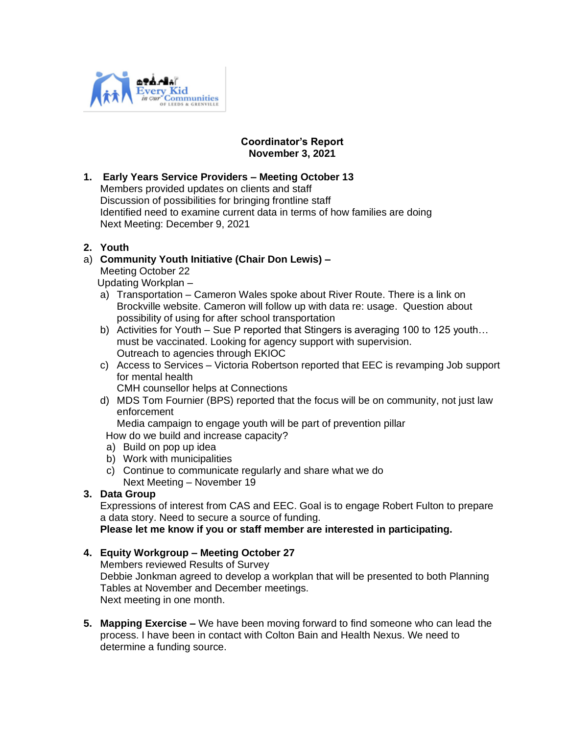# Coordinator's Report
## November 3, 2021

1. **Early Years Service Providers – Meeting October 13**
   Members provided updates on clients and staff
   Discussion of possibilities for bringing frontline staff
   Identified need to examine current data in terms of how families are doing
   Next Meeting: December 9, 2021

2. **Youth**

   a) **Community Youth Initiative (Chair Don Lewis) –**
   Meeting October 22
   Updating Workplan –

   a) Transportation – Cameron Wales spoke about River Route. There is a link on Brockville website. Cameron will follow up with data re: usage. Question about possibility of using for after school transportation
   b) Activities for Youth – Sue P reported that Stingers is averaging 100 to 125 youth… must be vaccinated. Looking for agency support with supervision.
   Outreach to agencies through EKIOC
   c) Access to Services – Victoria Robertson reported that EEC is revamping Job support for mental health
   CMH counsellor helps at Connections
   d) MDS Tom Fournier (BPS) reported that the focus will be on community, not just law enforcement
   Media campaign to engage youth will be part of prevention pillar

   How do we build and increase capacity?

   a) Build on pop up idea
   b) Work with municipalities
   c) Continue to communicate regularly and share what we do

   Next Meeting – November 19

3. **Data Group**
   Expressions of interest from CAS and EEC. Goal is to engage Robert Fulton to prepare a data story. Need to secure a source of funding.
   **Please let me know if you or staff member are interested in participating.**

4. **Equity Workgroup – Meeting October 27**
   Members reviewed Results of Survey
   Debbie Jonkman agreed to develop a workplan that will be presented to both Planning Tables at November and December meetings.
   Next meeting in one month.

5. **Mapping Exercise –** We have been moving forward to find someone who can lead the process. I have been in contact with Colton Bain and Health Nexus. We need to determine a funding source.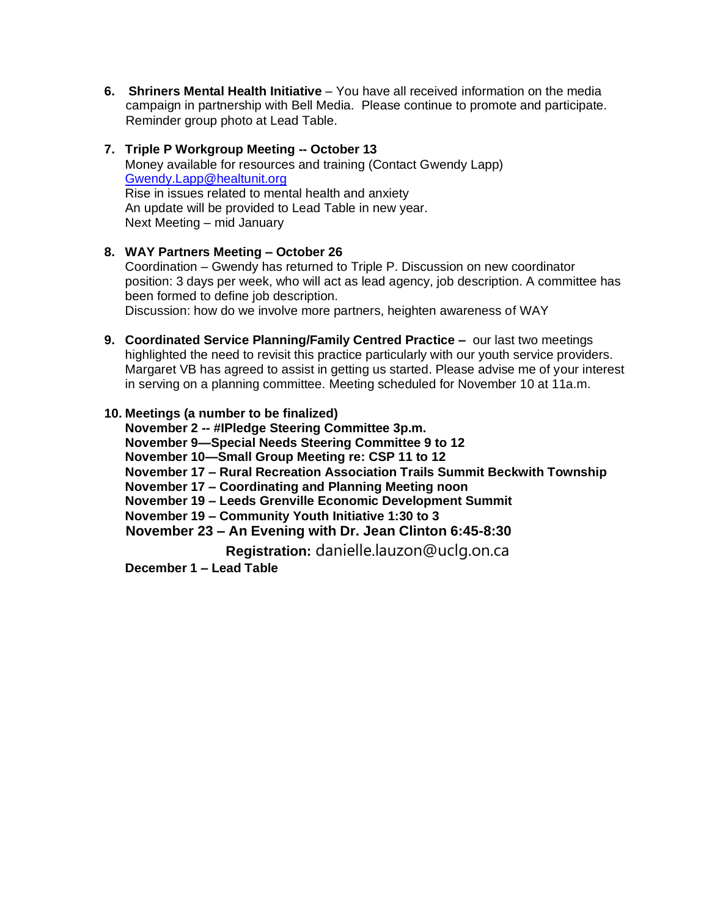6. **Shriners Mental Health Initiative** – You have all received information on the media campaign in partnership with Bell Media. Please continue to promote and participate. Reminder group photo at Lead Table.

7. **Triple P Workgroup Meeting -- October 13**
   Money available for resources and training (Contact Gwendy Lapp)
   Gwendy.Lapp@healtunit.org
   Rise in issues related to mental health and anxiety
   An update will be provided to Lead Table in new year.
   Next Meeting – mid January

8. **WAY Partners Meeting – October 26**
   Coordination – Gwendy has returned to Triple P. Discussion on new coordinator position: 3 days per week, who will act as lead agency, job description. A committee has been formed to define job description.
   Discussion: how do we involve more partners, heighten awareness of WAY

9. **Coordinated Service Planning/Family Centred Practice –** our last two meetings highlighted the need to revisit this practice particularly with our youth service providers. Margaret VB has agreed to assist in getting us started. Please advise me of your interest in serving on a planning committee. Meeting scheduled for November 10 at 11a.m.

10. **Meetings (a number to be finalized)**
    **November 2 -- #IPledge Steering Committee 3p.m.**
    **November 9—Special Needs Steering Committee 9 to 12**
    **November 10—Small Group Meeting re: CSP 11 to 12**
    **November 17 – Rural Recreation Association Trails Summit Beckwith Township**
    **November 17 – Coordinating and Planning Meeting noon**
    **November 19 – Leeds Grenville Economic Development Summit**
    **November 19 – Community Youth Initiative 1:30 to 3**
    **November 23 – An Evening with Dr. Jean Clinton 6:45-8:30**
    **Registration:** danielle.lauzon@uclg.on.ca
    **December 1 – Lead Table**